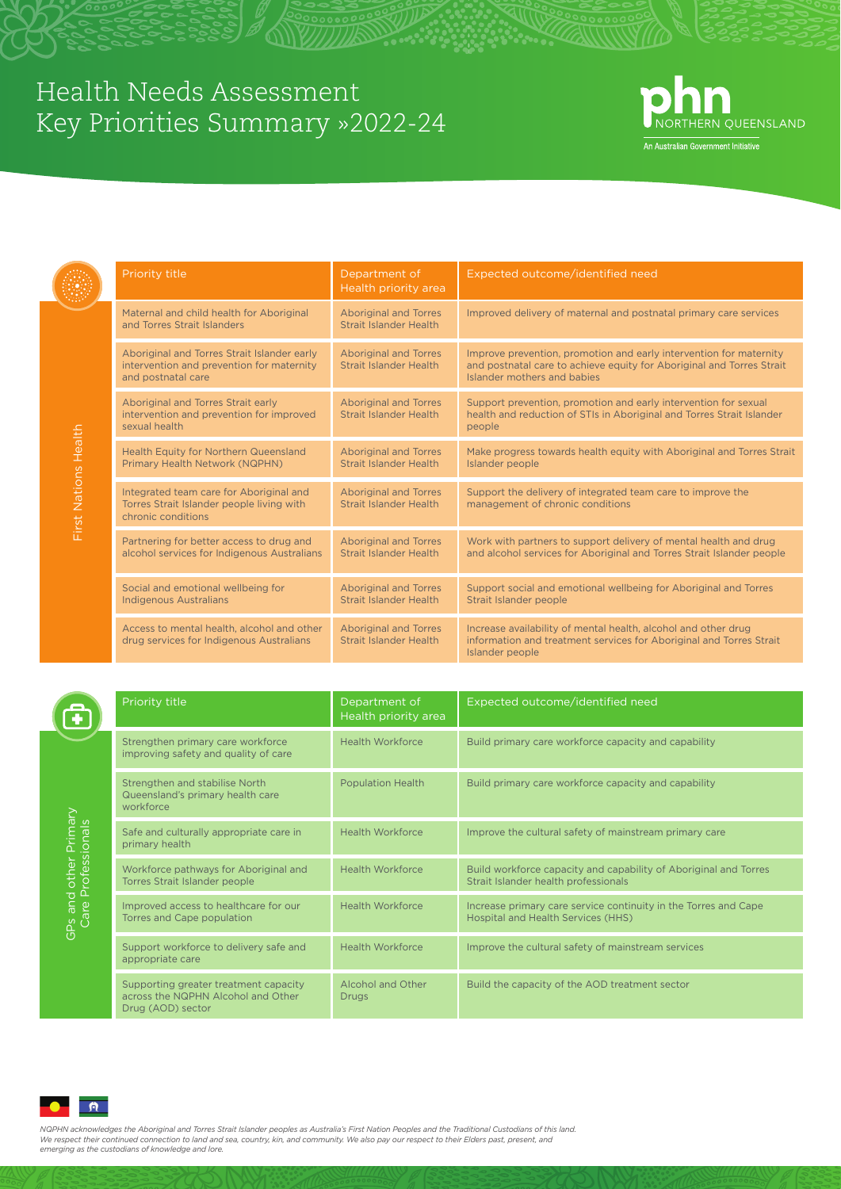# Health Needs Assessment Key Priorities Summary »2022-24

PHN NORTHERN QUEENSLAND
An Australian Government Initiative

## First Nations Health

| Priority title | Department of Health priority area | Expected outcome/identified need |
|---|---|---|
| Maternal and child health for Aboriginal and Torres Strait Islanders | Aboriginal and Torres Strait Islander Health | Improved delivery of maternal and postnatal primary care services |
| Aboriginal and Torres Strait Islander early intervention and prevention for maternity and postnatal care | Aboriginal and Torres Strait Islander Health | Improve prevention, promotion and early intervention for maternity and postnatal care to achieve equity for Aboriginal and Torres Strait Islander mothers and babies |
| Aboriginal and Torres Strait early intervention and prevention for improved sexual health | Aboriginal and Torres Strait Islander Health | Support prevention, promotion and early intervention for sexual health and reduction of STIs in Aboriginal and Torres Strait Islander people |
| Health Equity for Northern Queensland Primary Health Network (NQPHN) | Aboriginal and Torres Strait Islander Health | Make progress towards health equity with Aboriginal and Torres Strait Islander people |
| Integrated team care for Aboriginal and Torres Strait Islander people living with chronic conditions | Aboriginal and Torres Strait Islander Health | Support the delivery of integrated team care to improve the management of chronic conditions |
| Partnering for better access to drug and alcohol services for Indigenous Australians | Aboriginal and Torres Strait Islander Health | Work with partners to support delivery of mental health and drug and alcohol services for Aboriginal and Torres Strait Islander people |
| Social and emotional wellbeing for Indigenous Australians | Aboriginal and Torres Strait Islander Health | Support social and emotional wellbeing for Aboriginal and Torres Strait Islander people |
| Access to mental health, alcohol and other drug services for Indigenous Australians | Aboriginal and Torres Strait Islander Health | Increase availability of mental health, alcohol and other drug information and treatment services for Aboriginal and Torres Strait Islander people |

## GPs and other Primary Care Professionals

| Priority title | Department of Health priority area | Expected outcome/identified need |
|---|---|---|
| Strengthen primary care workforce improving safety and quality of care | Health Workforce | Build primary care workforce capacity and capability |
| Strengthen and stabilise North Queensland's primary health care workforce | Population Health | Build primary care workforce capacity and capability |
| Safe and culturally appropriate care in primary health | Health Workforce | Improve the cultural safety of mainstream primary care |
| Workforce pathways for Aboriginal and Torres Strait Islander people | Health Workforce | Build workforce capacity and capability of Aboriginal and Torres Strait Islander health professionals |
| Improved access to healthcare for our Torres and Cape population | Health Workforce | Increase primary care service continuity in the Torres and Cape Hospital and Health Services (HHS) |
| Support workforce to delivery safe and appropriate care | Health Workforce | Improve the cultural safety of mainstream services |
| Supporting greater treatment capacity across the NQPHN Alcohol and Other Drug (AOD) sector | Alcohol and Other Drugs | Build the capacity of the AOD treatment sector |

*NQPHN acknowledges the Aboriginal and Torres Strait Islander peoples as Australia's First Nation Peoples and the Traditional Custodians of this land. We respect their continued connection to land and sea, country, kin, and community. We also pay our respect to their Elders past, present, and emerging as the custodians of knowledge and lore.*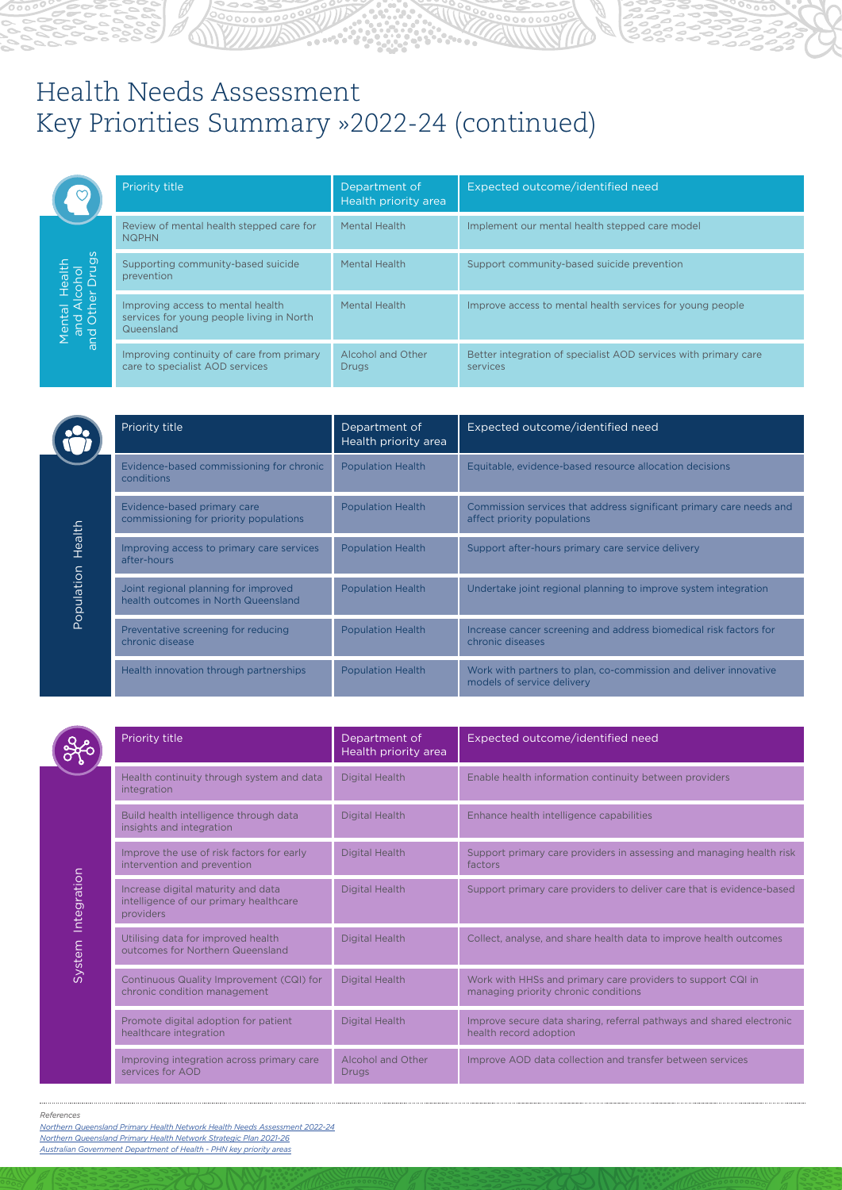# Health Needs Assessment Key Priorities Summary »2022-24 (continued)

## Mental Health and Alcohol and Other Drugs

| Priority title | Department of Health priority area | Expected outcome/identified need |
|---|---|---|
| Review of mental health stepped care for NQPHN | Mental Health | Implement our mental health stepped care model |
| Supporting community-based suicide prevention | Mental Health | Support community-based suicide prevention |
| Improving access to mental health services for young people living in North Queensland | Mental Health | Improve access to mental health services for young people |
| Improving continuity of care from primary care to specialist AOD services | Alcohol and Other Drugs | Better integration of specialist AOD services with primary care services |

## Population Health

| Priority title | Department of Health priority area | Expected outcome/identified need |
|---|---|---|
| Evidence-based commissioning for chronic conditions | Population Health | Equitable, evidence-based resource allocation decisions |
| Evidence-based primary care commissioning for priority populations | Population Health | Commission services that address significant primary care needs and affect priority populations |
| Improving access to primary care services after-hours | Population Health | Support after-hours primary care service delivery |
| Joint regional planning for improved health outcomes in North Queensland | Population Health | Undertake joint regional planning to improve system integration |
| Preventative screening for reducing chronic disease | Population Health | Increase cancer screening and address biomedical risk factors for chronic diseases |
| Health innovation through partnerships | Population Health | Work with partners to plan, co-commission and deliver innovative models of service delivery |

## System Integration

| Priority title | Department of Health priority area | Expected outcome/identified need |
|---|---|---|
| Health continuity through system and data integration | Digital Health | Enable health information continuity between providers |
| Build health intelligence through data insights and integration | Digital Health | Enhance health intelligence capabilities |
| Improve the use of risk factors for early intervention and prevention | Digital Health | Support primary care providers in assessing and managing health risk factors |
| Increase digital maturity and data intelligence of our primary healthcare providers | Digital Health | Support primary care providers to deliver care that is evidence-based |
| Utilising data for improved health outcomes for Northern Queensland | Digital Health | Collect, analyse, and share health data to improve health outcomes |
| Continuous Quality Improvement (CQI) for chronic condition management | Digital Health | Work with HHSs and primary care providers to support CQI in managing priority chronic conditions |
| Promote digital adoption for patient healthcare integration | Digital Health | Improve secure data sharing, referral pathways and shared electronic health record adoption |
| Improving integration across primary care services for AOD | Alcohol and Other Drugs | Improve AOD data collection and transfer between services |

*References*

Northern Queensland Primary Health Network Health Needs Assessment 2022-24
Northern Queensland Primary Health Network Strategic Plan 2021-26
Australian Government Department of Health - PHN key priority areas